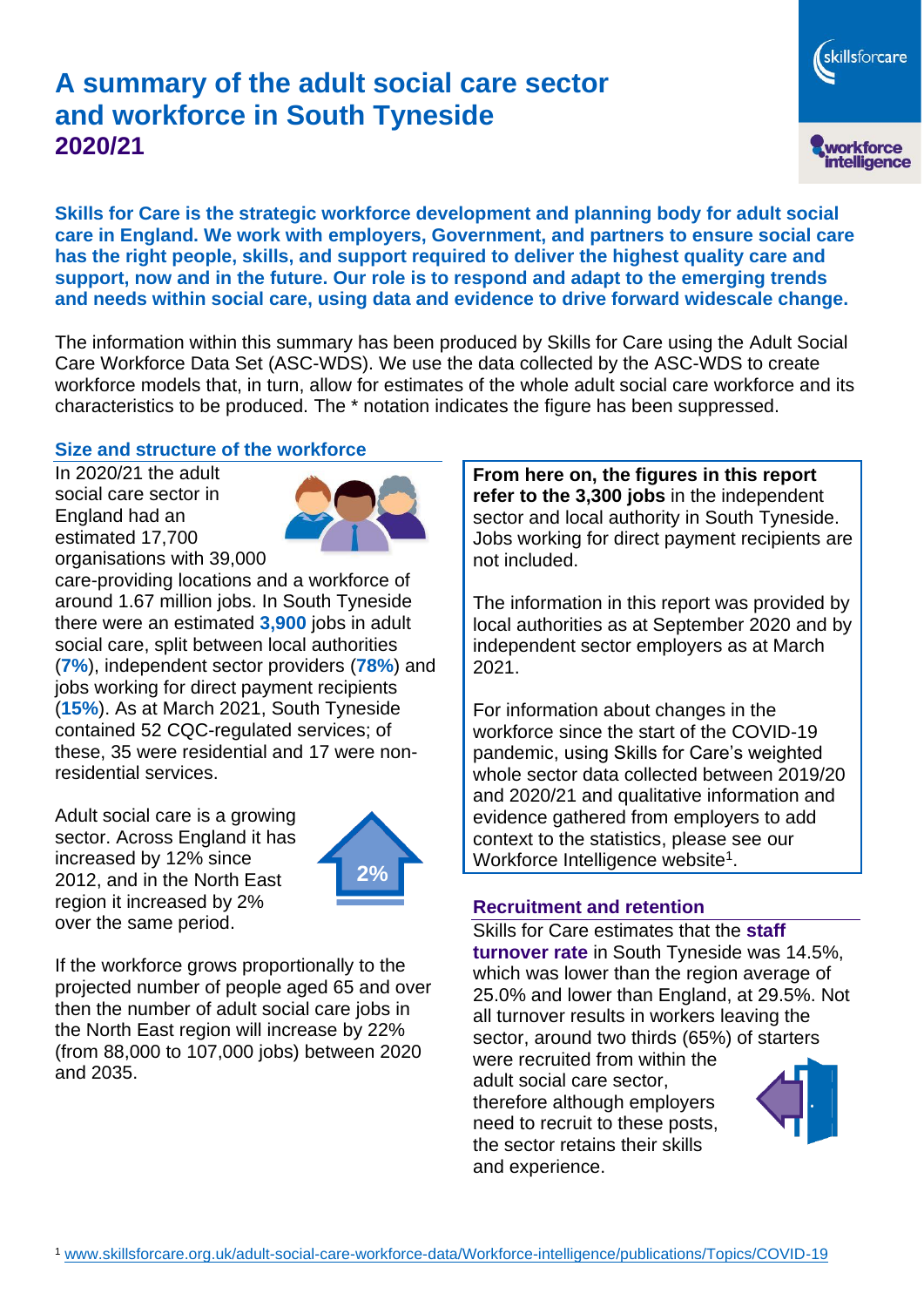# A summary of the adult social care sector and workforce in South Tyneside 2020/21

**Skills for Care is the strategic workforce development and planning body for adult social care in England. We work with employers, Government, and partners to ensure social care has the right people, skills, and support required to deliver the highest quality care and support, now and in the future. Our role is to respond and adapt to the emerging trends and needs within social care, using data and evidence to drive forward widescale change.**

The information within this summary has been produced by Skills for Care using the Adult Social Care Workforce Data Set (ASC-WDS). We use the data collected by the ASC-WDS to create workforce models that, in turn, allow for estimates of the whole adult social care workforce and its characteristics to be produced. The * notation indicates the figure has been suppressed.

## Size and structure of the workforce

In 2020/21 the adult social care sector in England had an estimated 17,700 organisations with 39,000 care-providing locations and a workforce of around 1.67 million jobs. In South Tyneside there were an estimated **3,900** jobs in adult social care, split between local authorities (**7%**), independent sector providers (**78%**) and jobs working for direct payment recipients (**15%**). As at March 2021, South Tyneside contained 52 CQC-regulated services; of these, 35 were residential and 17 were non-residential services.

Adult social care is a growing sector. Across England it has increased by 12% since 2012, and in the North East region it increased by 2% over the same period.

2%

If the workforce grows proportionally to the projected number of people aged 65 and over then the number of adult social care jobs in the North East region will increase by 22% (from 88,000 to 107,000 jobs) between 2020 and 2035.

**From here on, the figures in this report refer to the 3,300 jobs** in the independent sector and local authority in South Tyneside. Jobs working for direct payment recipients are not included.

The information in this report was provided by local authorities as at September 2020 and by independent sector employers as at March 2021.

For information about changes in the workforce since the start of the COVID-19 pandemic, using Skills for Care's weighted whole sector data collected between 2019/20 and 2020/21 and qualitative information and evidence gathered from employers to add context to the statistics, please see our Workforce Intelligence website[1].

## Recruitment and retention

Skills for Care estimates that the **staff turnover rate** in South Tyneside was 14.5%, which was lower than the region average of 25.0% and lower than England, at 29.5%. Not all turnover results in workers leaving the sector, around two thirds (65%) of starters were recruited from within the adult social care sector, therefore although employers need to recruit to these posts, the sector retains their skills and experience.

[1] www.skillsforcare.org.uk/adult-social-care-workforce-data/Workforce-intelligence/publications/Topics/COVID-19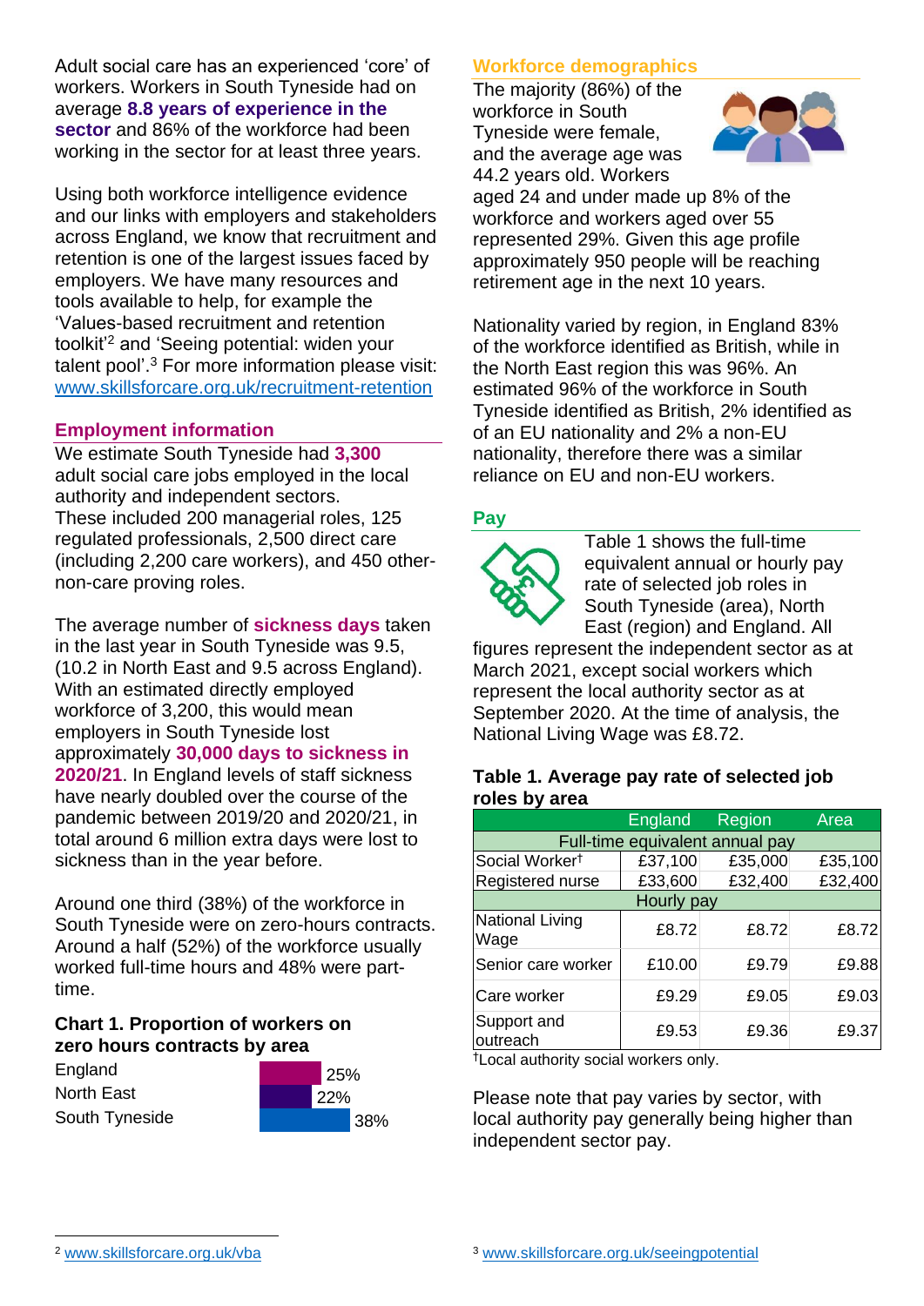Adult social care has an experienced 'core' of workers. Workers in South Tyneside had on average **8.8 years of experience in the sector** and 86% of the workforce had been working in the sector for at least three years.

Using both workforce intelligence evidence and our links with employers and stakeholders across England, we know that recruitment and retention is one of the largest issues faced by employers. We have many resources and tools available to help, for example the 'Values-based recruitment and retention toolkit'[2] and 'Seeing potential: widen your talent pool'.[3] For more information please visit: www.skillsforcare.org.uk/recruitment-retention

## Employment information

We estimate South Tyneside had **3,300** adult social care jobs employed in the local authority and independent sectors. These included 200 managerial roles, 125 regulated professionals, 2,500 direct care (including 2,200 care workers), and 450 other-non-care proving roles.

The average number of **sickness days** taken in the last year in South Tyneside was 9.5, (10.2 in North East and 9.5 across England). With an estimated directly employed workforce of 3,200, this would mean employers in South Tyneside lost approximately **30,000 days to sickness in 2020/21**. In England levels of staff sickness have nearly doubled over the course of the pandemic between 2019/20 and 2020/21, in total around 6 million extra days were lost to sickness than in the year before.

Around one third (38%) of the workforce in South Tyneside were on zero-hours contracts. Around a half (52%) of the workforce usually worked full-time hours and 48% were part-time.

**Chart 1. Proportion of workers on zero hours contracts by area**

| Area | Proportion |
|---|---|
| England | 25% |
| North East | 22% |
| South Tyneside | 38% |

## Workforce demographics

The majority (86%) of the workforce in South Tyneside were female, and the average age was 44.2 years old. Workers aged 24 and under made up 8% of the workforce and workers aged over 55 represented 29%. Given this age profile approximately 950 people will be reaching retirement age in the next 10 years.

Nationality varied by region, in England 83% of the workforce identified as British, while in the North East region this was 96%. An estimated 96% of the workforce in South Tyneside identified as British, 2% identified as of an EU nationality and 2% a non-EU nationality, therefore there was a similar reliance on EU and non-EU workers.

## Pay

Table 1 shows the full-time equivalent annual or hourly pay rate of selected job roles in South Tyneside (area), North East (region) and England. All figures represent the independent sector as at March 2021, except social workers which represent the local authority sector as at September 2020. At the time of analysis, the National Living Wage was £8.72.

**Table 1. Average pay rate of selected job roles by area**

| | England | Region | Area |
|---|---|---|---|
| **Full-time equivalent annual pay** | | | |
| Social Worker† | £37,100 | £35,000 | £35,100 |
| Registered nurse | £33,600 | £32,400 | £32,400 |
| **Hourly pay** | | | |
| National Living Wage | £8.72 | £8.72 | £8.72 |
| Senior care worker | £10.00 | £9.79 | £9.88 |
| Care worker | £9.29 | £9.05 | £9.03 |
| Support and outreach | £9.53 | £9.36 | £9.37 |

†Local authority social workers only.

Please note that pay varies by sector, with local authority pay generally being higher than independent sector pay.

[2] www.skillsforcare.org.uk/vba

[3] www.skillsforcare.org.uk/seeingpotential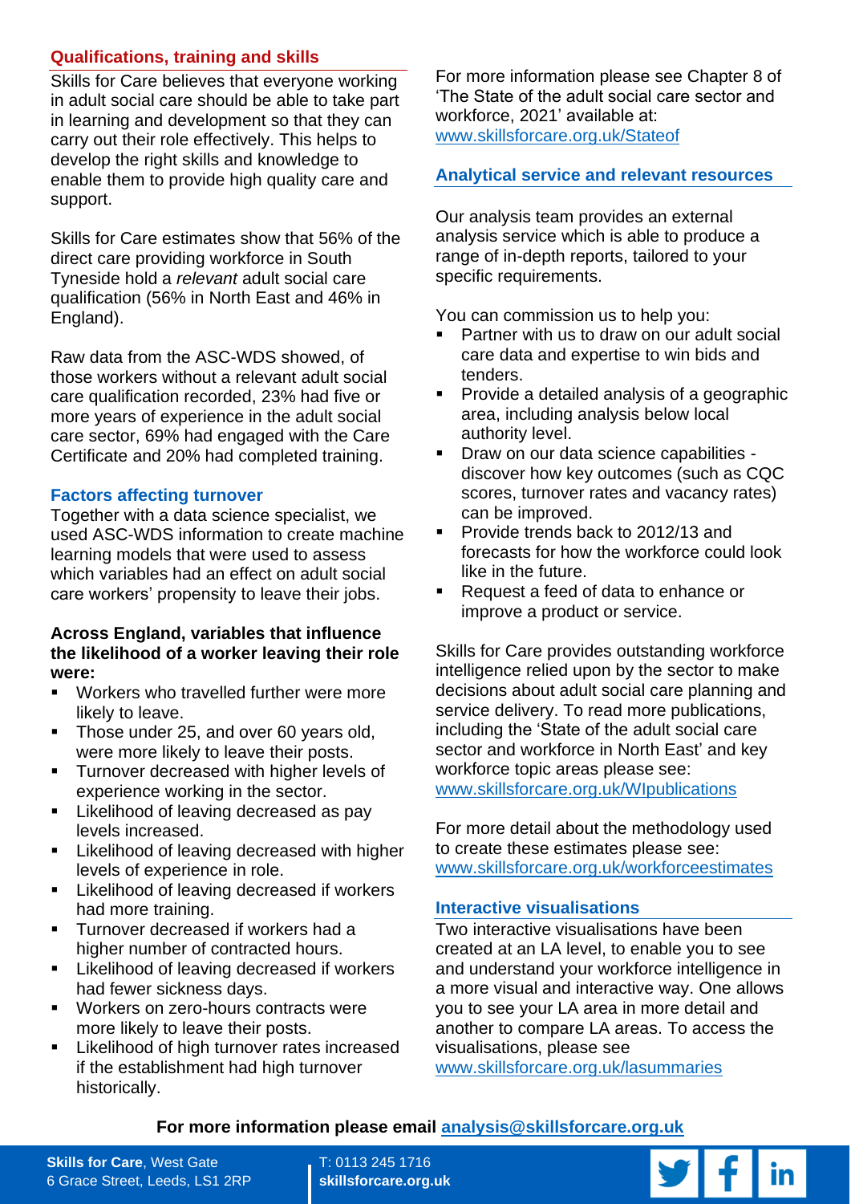## Qualifications, training and skills

Skills for Care believes that everyone working in adult social care should be able to take part in learning and development so that they can carry out their role effectively. This helps to develop the right skills and knowledge to enable them to provide high quality care and support.

Skills for Care estimates show that 56% of the direct care providing workforce in South Tyneside hold a *relevant* adult social care qualification (56% in North East and 46% in England).

Raw data from the ASC-WDS showed, of those workers without a relevant adult social care qualification recorded, 23% had five or more years of experience in the adult social care sector, 69% had engaged with the Care Certificate and 20% had completed training.

## Factors affecting turnover

Together with a data science specialist, we used ASC-WDS information to create machine learning models that were used to assess which variables had an effect on adult social care workers' propensity to leave their jobs.

**Across England, variables that influence the likelihood of a worker leaving their role were:**

- Workers who travelled further were more likely to leave.
- Those under 25, and over 60 years old, were more likely to leave their posts.
- Turnover decreased with higher levels of experience working in the sector.
- Likelihood of leaving decreased as pay levels increased.
- Likelihood of leaving decreased with higher levels of experience in role.
- Likelihood of leaving decreased if workers had more training.
- Turnover decreased if workers had a higher number of contracted hours.
- Likelihood of leaving decreased if workers had fewer sickness days.
- Workers on zero-hours contracts were more likely to leave their posts.
- Likelihood of high turnover rates increased if the establishment had high turnover historically.

For more information please see Chapter 8 of 'The State of the adult social care sector and workforce, 2021' available at: www.skillsforcare.org.uk/Stateof

## Analytical service and relevant resources

Our analysis team provides an external analysis service which is able to produce a range of in-depth reports, tailored to your specific requirements.

You can commission us to help you:

- Partner with us to draw on our adult social care data and expertise to win bids and tenders.
- Provide a detailed analysis of a geographic area, including analysis below local authority level.
- Draw on our data science capabilities - discover how key outcomes (such as CQC scores, turnover rates and vacancy rates) can be improved.
- Provide trends back to 2012/13 and forecasts for how the workforce could look like in the future.
- Request a feed of data to enhance or improve a product or service.

Skills for Care provides outstanding workforce intelligence relied upon by the sector to make decisions about adult social care planning and service delivery. To read more publications, including the 'State of the adult social care sector and workforce in North East' and key workforce topic areas please see: www.skillsforcare.org.uk/WIpublications

For more detail about the methodology used to create these estimates please see: www.skillsforcare.org.uk/workforceestimates

## Interactive visualisations

Two interactive visualisations have been created at an LA level, to enable you to see and understand your workforce intelligence in a more visual and interactive way. One allows you to see your LA area in more detail and another to compare LA areas. To access the visualisations, please see www.skillsforcare.org.uk/lasummaries

**For more information please email analysis@skillsforcare.org.uk**

**Skills for Care**, West Gate
6 Grace Street, Leeds, LS1 2RP

T: 0113 245 1716
**skillsforcare.org.uk**